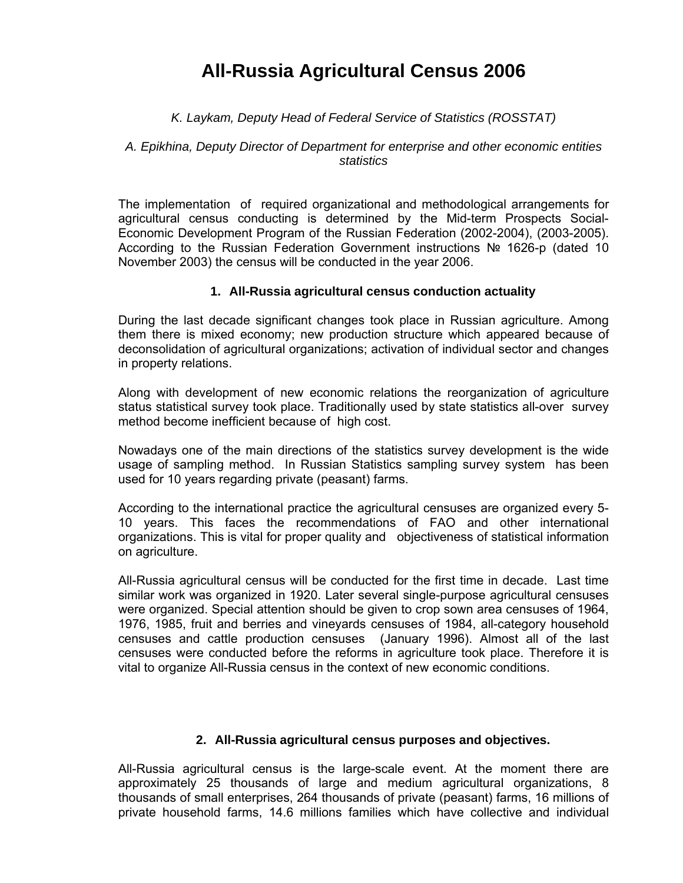# All-Russia Agricultural Census 2006

*K. Laykam, Deputy Head of Federal Service of Statistics (ROSSTAT)*

*A. Epikhina, Deputy Director of Department for enterprise and other economic entities statistics*

The implementation of required organizational and methodological arrangements for agricultural census conducting is determined by the Mid-term Prospects Social-Economic Development Program of the Russian Federation (2002-2004), (2003-2005). According to the Russian Federation Government instructions № 1626-p (dated 10 November 2003) the census will be conducted in the year 2006.

## 1. All-Russia agricultural census conduction actuality

During the last decade significant changes took place in Russian agriculture. Among them there is mixed economy; new production structure which appeared because of deconsolidation of agricultural organizations; activation of individual sector and changes in property relations.

Along with development of new economic relations the reorganization of agriculture status statistical survey took place. Traditionally used by state statistics all-over survey method become inefficient because of high cost.

Nowadays one of the main directions of the statistics survey development is the wide usage of sampling method. In Russian Statistics sampling survey system has been used for 10 years regarding private (peasant) farms.

According to the international practice the agricultural censuses are organized every 5-10 years. This faces the recommendations of FAO and other international organizations. This is vital for proper quality and objectiveness of statistical information on agriculture.

All-Russia agricultural census will be conducted for the first time in decade. Last time similar work was organized in 1920. Later several single-purpose agricultural censuses were organized. Special attention should be given to crop sown area censuses of 1964, 1976, 1985, fruit and berries and vineyards censuses of 1984, all-category household censuses and cattle production censuses (January 1996). Almost all of the last censuses were conducted before the reforms in agriculture took place. Therefore it is vital to organize All-Russia census in the context of new economic conditions.

## 2. All-Russia agricultural census purposes and objectives.

All-Russia agricultural census is the large-scale event. At the moment there are approximately 25 thousands of large and medium agricultural organizations, 8 thousands of small enterprises, 264 thousands of private (peasant) farms, 16 millions of private household farms, 14.6 millions families which have collective and individual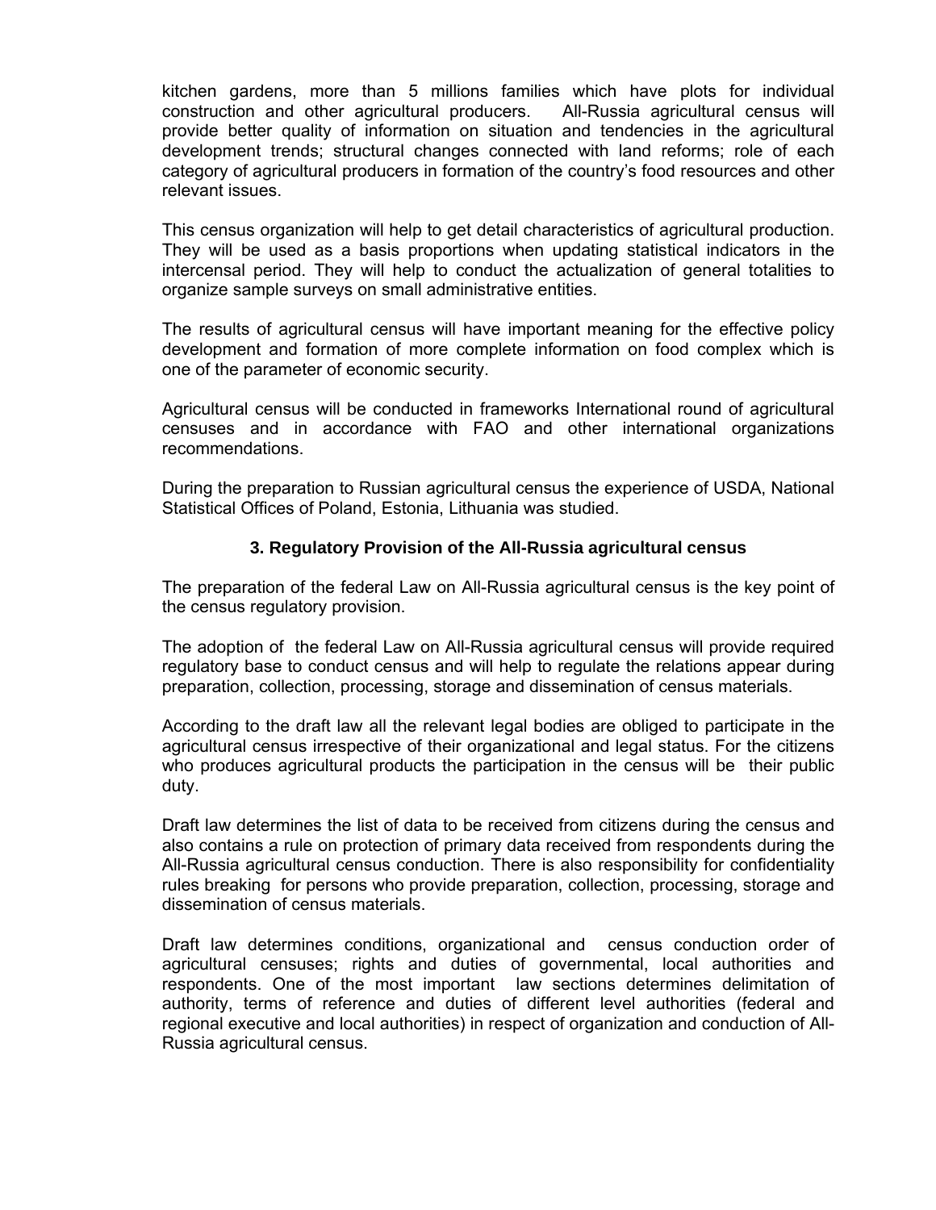kitchen gardens, more than 5 millions families which have plots for individual construction and other agricultural producers. All-Russia agricultural census will provide better quality of information on situation and tendencies in the agricultural development trends; structural changes connected with land reforms; role of each category of agricultural producers in formation of the country's food resources and other relevant issues.

This census organization will help to get detail characteristics of agricultural production. They will be used as a basis proportions when updating statistical indicators in the intercensal period. They will help to conduct the actualization of general totalities to organize sample surveys on small administrative entities.

The results of agricultural census will have important meaning for the effective policy development and formation of more complete information on food complex which is one of the parameter of economic security.

Agricultural census will be conducted in frameworks International round of agricultural censuses and in accordance with FAO and other international organizations recommendations.

During the preparation to Russian agricultural census the experience of USDA, National Statistical Offices of Poland, Estonia, Lithuania was studied.

### 3. Regulatory Provision of the All-Russia agricultural census

The preparation of the federal Law on All-Russia agricultural census is the key point of the census regulatory provision.

The adoption of the federal Law on All-Russia agricultural census will provide required regulatory base to conduct census and will help to regulate the relations appear during preparation, collection, processing, storage and dissemination of census materials.

According to the draft law all the relevant legal bodies are obliged to participate in the agricultural census irrespective of their organizational and legal status. For the citizens who produces agricultural products the participation in the census will be their public duty.

Draft law determines the list of data to be received from citizens during the census and also contains a rule on protection of primary data received from respondents during the All-Russia agricultural census conduction. There is also responsibility for confidentiality rules breaking for persons who provide preparation, collection, processing, storage and dissemination of census materials.

Draft law determines conditions, organizational and census conduction order of agricultural censuses; rights and duties of governmental, local authorities and respondents. One of the most important law sections determines delimitation of authority, terms of reference and duties of different level authorities (federal and regional executive and local authorities) in respect of organization and conduction of All-Russia agricultural census.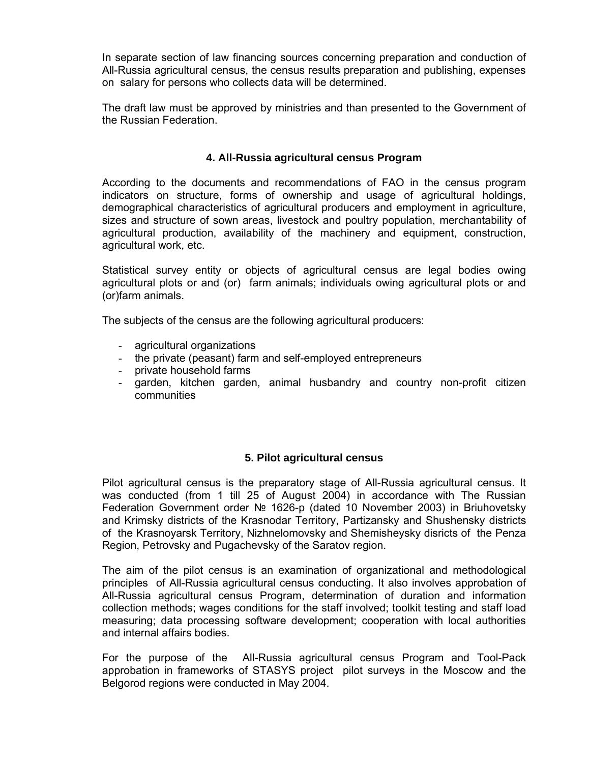In separate section of law financing sources concerning preparation and conduction of All-Russia agricultural census, the census results preparation and publishing, expenses on salary for persons who collects data will be determined.

The draft law must be approved by ministries and than presented to the Government of the Russian Federation.

## 4. All-Russia agricultural census Program

According to the documents and recommendations of FAO in the census program indicators on structure, forms of ownership and usage of agricultural holdings, demographical characteristics of agricultural producers and employment in agriculture, sizes and structure of sown areas, livestock and poultry population, merchantability of agricultural production, availability of the machinery and equipment, construction, agricultural work, etc.

Statistical survey entity or objects of agricultural census are legal bodies owing agricultural plots or and (or) farm animals; individuals owing agricultural plots or and (or)farm animals.

The subjects of the census are the following agricultural producers:

- agricultural organizations
- the private (peasant) farm and self-employed entrepreneurs
- private household farms
- garden, kitchen garden, animal husbandry and country non-profit citizen communities

## 5. Pilot agricultural census

Pilot agricultural census is the preparatory stage of All-Russia agricultural census. It was conducted (from 1 till 25 of August 2004) in accordance with The Russian Federation Government order № 1626-p (dated 10 November 2003) in Briuhovetsky and Krimsky districts of the Krasnodar Territory, Partizansky and Shushensky districts of the Krasnoyarsk Territory, Nizhnelomovsky and Shemisheysky disricts of the Penza Region, Petrovsky and Pugachevsky of the Saratov region.

The aim of the pilot census is an examination of organizational and methodological principles of All-Russia agricultural census conducting. It also involves approbation of All-Russia agricultural census Program, determination of duration and information collection methods; wages conditions for the staff involved; toolkit testing and staff load measuring; data processing software development; cooperation with local authorities and internal affairs bodies.

For the purpose of the All-Russia agricultural census Program and Tool-Pack approbation in frameworks of STASYS project pilot surveys in the Moscow and the Belgorod regions were conducted in May 2004.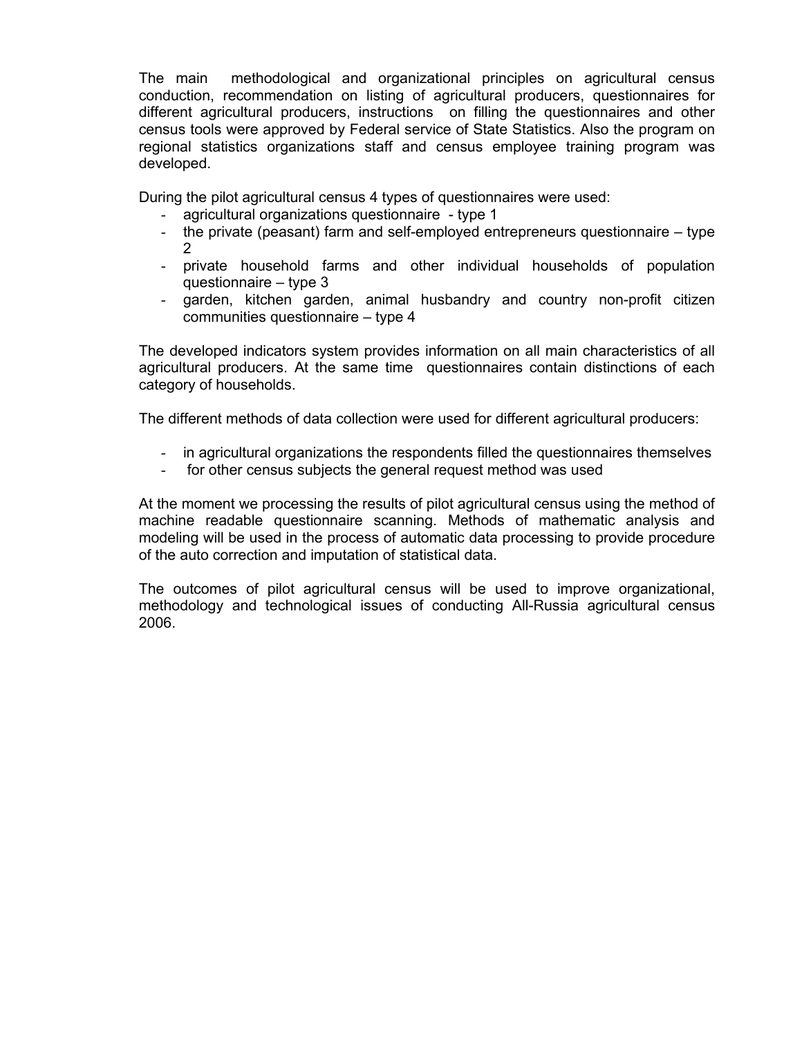The main methodological and organizational principles on agricultural census conduction, recommendation on listing of agricultural producers, questionnaires for different agricultural producers, instructions on filling the questionnaires and other census tools were approved by Federal service of State Statistics. Also the program on regional statistics organizations staff and census employee training program was developed.

During the pilot agricultural census 4 types of questionnaires were used:

- agricultural organizations questionnaire - type 1
- the private (peasant) farm and self-employed entrepreneurs questionnaire – type 2
- private household farms and other individual households of population questionnaire – type 3
- garden, kitchen garden, animal husbandry and country non-profit citizen communities questionnaire – type 4

The developed indicators system provides information on all main characteristics of all agricultural producers. At the same time questionnaires contain distinctions of each category of households.

The different methods of data collection were used for different agricultural producers:

- in agricultural organizations the respondents filled the questionnaires themselves
- for other census subjects the general request method was used

At the moment we processing the results of pilot agricultural census using the method of machine readable questionnaire scanning. Methods of mathematic analysis and modeling will be used in the process of automatic data processing to provide procedure of the auto correction and imputation of statistical data.

The outcomes of pilot agricultural census will be used to improve organizational, methodology and technological issues of conducting All-Russia agricultural census 2006.